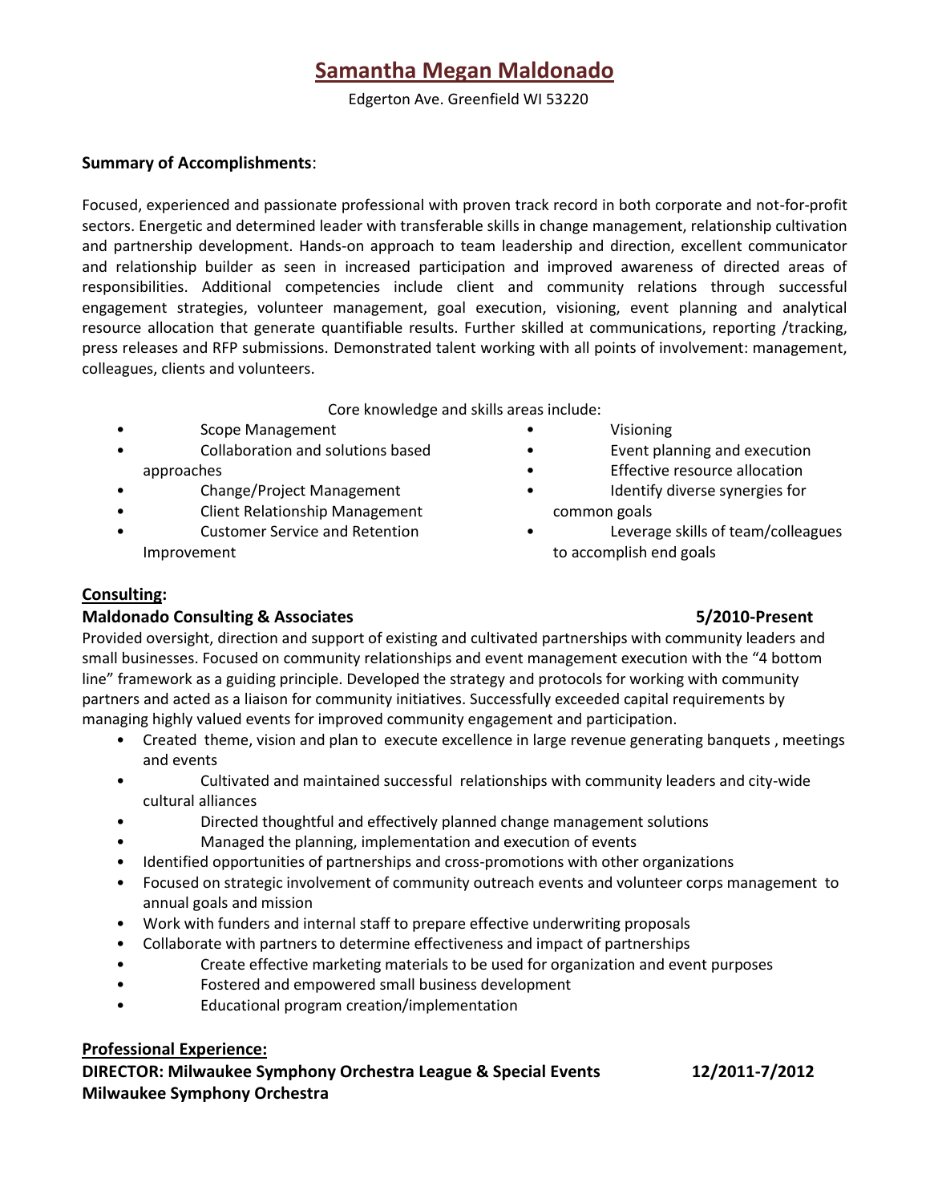# Samantha Megan Maldonado

Edgerton Ave. Greenfield WI 53220

**Summary of Accomplishments**:

Focused, experienced and passionate professional with proven track record in both corporate and not-for-profit sectors. Energetic and determined leader with transferable skills in change management, relationship cultivation and partnership development. Hands-on approach to team leadership and direction, excellent communicator and relationship builder as seen in increased participation and improved awareness of directed areas of responsibilities. Additional competencies include client and community relations through successful engagement strategies, volunteer management, goal execution, visioning, event planning and analytical resource allocation that generate quantifiable results. Further skilled at communications, reporting /tracking, press releases and RFP submissions. Demonstrated talent working with all points of involvement: management, colleagues, clients and volunteers.

Core knowledge and skills areas include:

- Scope Management
- Collaboration and solutions based approaches
- Change/Project Management
- Client Relationship Management
- Customer Service and Retention Improvement
- Visioning
- Event planning and execution
- Effective resource allocation
- Identify diverse synergies for common goals
- Leverage skills of team/colleagues to accomplish end goals

## Consulting:

**Maldonado Consulting & Associates** **5/2010-Present**

Provided oversight, direction and support of existing and cultivated partnerships with community leaders and small businesses. Focused on community relationships and event management execution with the "4 bottom line" framework as a guiding principle. Developed the strategy and protocols for working with community partners and acted as a liaison for community initiatives. Successfully exceeded capital requirements by managing highly valued events for improved community engagement and participation.

- Created theme, vision and plan to execute excellence in large revenue generating banquets , meetings and events
- Cultivated and maintained successful relationships with community leaders and city-wide cultural alliances
- Directed thoughtful and effectively planned change management solutions
- Managed the planning, implementation and execution of events
- Identified opportunities of partnerships and cross-promotions with other organizations
- Focused on strategic involvement of community outreach events and volunteer corps management to annual goals and mission
- Work with funders and internal staff to prepare effective underwriting proposals
- Collaborate with partners to determine effectiveness and impact of partnerships
- Create effective marketing materials to be used for organization and event purposes
- Fostered and empowered small business development
- Educational program creation/implementation

## Professional Experience:

**DIRECTOR: Milwaukee Symphony Orchestra League & Special Events** **12/2011-7/2012**
**Milwaukee Symphony Orchestra**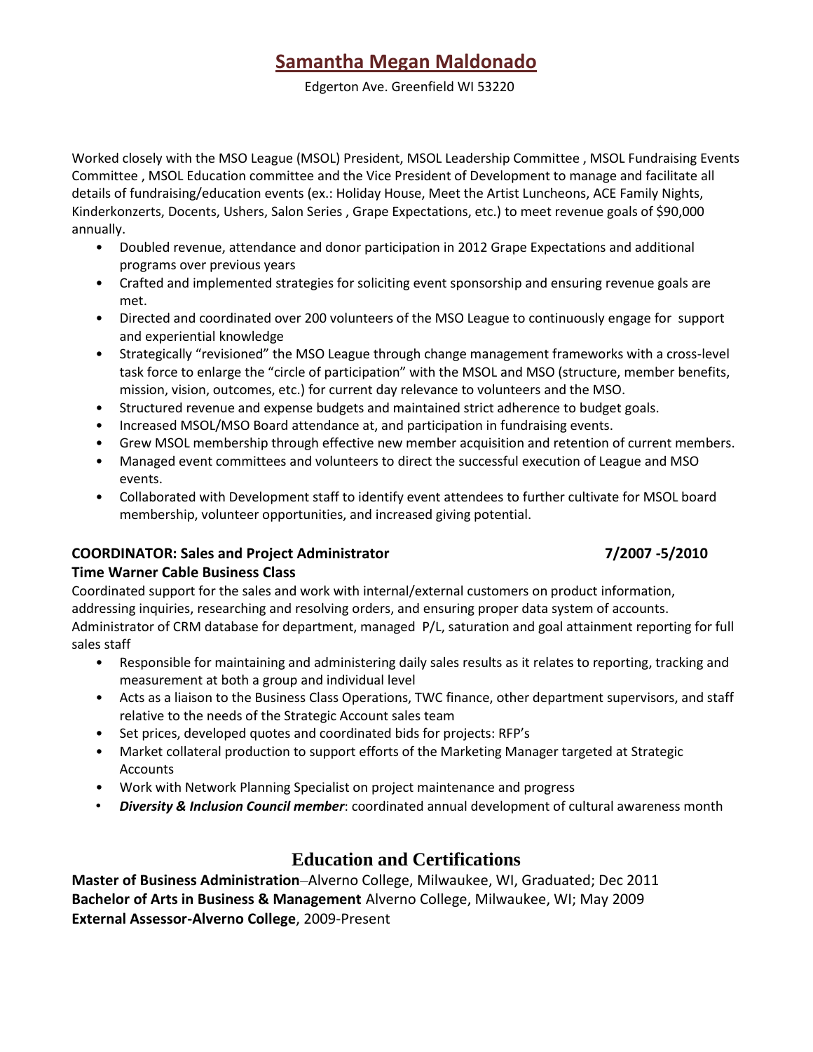# Samantha Megan Maldonado

Edgerton Ave. Greenfield WI 53220

Worked closely with the MSO League (MSOL) President, MSOL Leadership Committee , MSOL Fundraising Events Committee , MSOL Education committee and the Vice President of Development to manage and facilitate all details of fundraising/education events (ex.: Holiday House, Meet the Artist Luncheons, ACE Family Nights, Kinderkonzerts, Docents, Ushers, Salon Series , Grape Expectations, etc.) to meet revenue goals of $90,000 annually.

- Doubled revenue, attendance and donor participation in 2012 Grape Expectations and additional programs over previous years
- Crafted and implemented strategies for soliciting event sponsorship and ensuring revenue goals are met.
- Directed and coordinated over 200 volunteers of the MSO League to continuously engage for support and experiential knowledge
- Strategically "revisioned" the MSO League through change management frameworks with a cross-level task force to enlarge the "circle of participation" with the MSOL and MSO (structure, member benefits, mission, vision, outcomes, etc.) for current day relevance to volunteers and the MSO.
- Structured revenue and expense budgets and maintained strict adherence to budget goals.
- Increased MSOL/MSO Board attendance at, and participation in fundraising events.
- Grew MSOL membership through effective new member acquisition and retention of current members.
- Managed event committees and volunteers to direct the successful execution of League and MSO events.
- Collaborated with Development staff to identify event attendees to further cultivate for MSOL board membership, volunteer opportunities, and increased giving potential.

**COORDINATOR: Sales and Project Administrator** **7/2007 -5/2010**
**Time Warner Cable Business Class**

Coordinated support for the sales and work with internal/external customers on product information, addressing inquiries, researching and resolving orders, and ensuring proper data system of accounts. Administrator of CRM database for department, managed P/L, saturation and goal attainment reporting for full sales staff

- Responsible for maintaining and administering daily sales results as it relates to reporting, tracking and measurement at both a group and individual level
- Acts as a liaison to the Business Class Operations, TWC finance, other department supervisors, and staff relative to the needs of the Strategic Account sales team
- Set prices, developed quotes and coordinated bids for projects: RFP's
- Market collateral production to support efforts of the Marketing Manager targeted at Strategic Accounts
- Work with Network Planning Specialist on project maintenance and progress
- ***Diversity & Inclusion Council member***: coordinated annual development of cultural awareness month

## Education and Certifications

**Master of Business Administration**–Alverno College, Milwaukee, WI, Graduated; Dec 2011
**Bachelor of Arts in Business & Management** Alverno College, Milwaukee, WI; May 2009
**External Assessor-Alverno College**, 2009-Present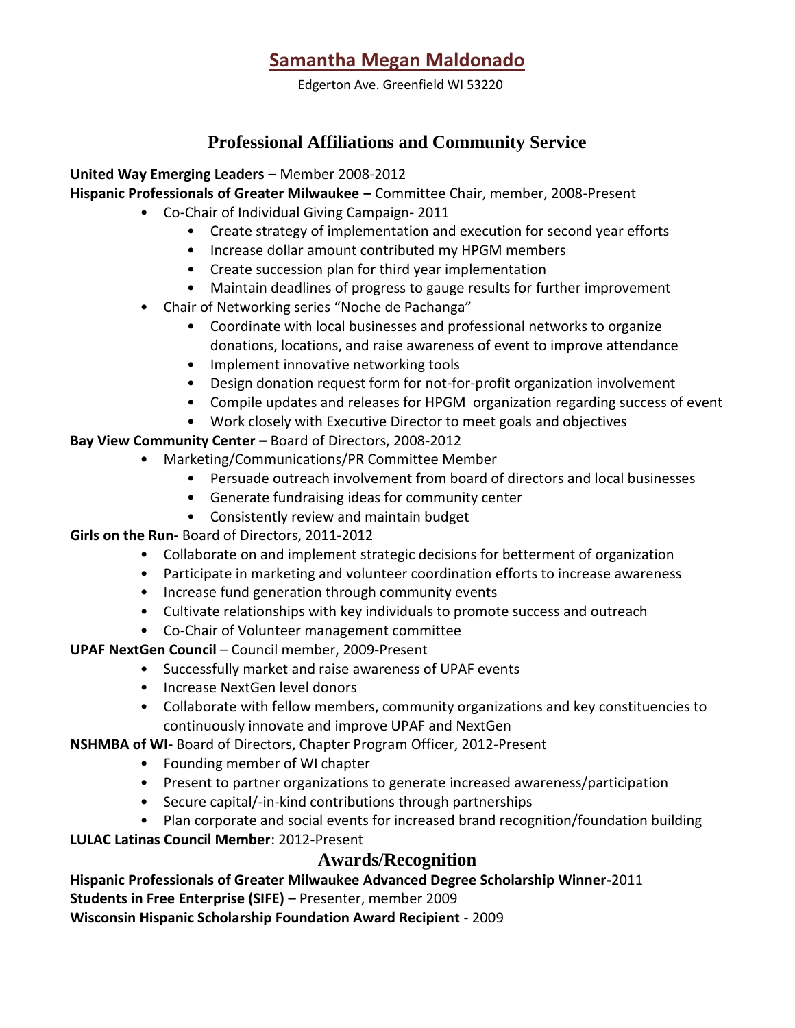# Samantha Megan Maldonado

Edgerton Ave. Greenfield WI 53220

## Professional Affiliations and Community Service

**United Way Emerging Leaders** – Member 2008-2012

**Hispanic Professionals of Greater Milwaukee –** Committee Chair, member, 2008-Present

- Co-Chair of Individual Giving Campaign- 2011
  - Create strategy of implementation and execution for second year efforts
  - Increase dollar amount contributed my HPGM members
  - Create succession plan for third year implementation
  - Maintain deadlines of progress to gauge results for further improvement
- Chair of Networking series "Noche de Pachanga"
  - Coordinate with local businesses and professional networks to organize donations, locations, and raise awareness of event to improve attendance
  - Implement innovative networking tools
  - Design donation request form for not-for-profit organization involvement
  - Compile updates and releases for HPGM organization regarding success of event
  - Work closely with Executive Director to meet goals and objectives

**Bay View Community Center –** Board of Directors, 2008-2012

- Marketing/Communications/PR Committee Member
  - Persuade outreach involvement from board of directors and local businesses
  - Generate fundraising ideas for community center
  - Consistently review and maintain budget

**Girls on the Run-** Board of Directors, 2011-2012

- Collaborate on and implement strategic decisions for betterment of organization
- Participate in marketing and volunteer coordination efforts to increase awareness
- Increase fund generation through community events
- Cultivate relationships with key individuals to promote success and outreach
- Co-Chair of Volunteer management committee

**UPAF NextGen Council** – Council member, 2009-Present

- Successfully market and raise awareness of UPAF events
- Increase NextGen level donors
- Collaborate with fellow members, community organizations and key constituencies to continuously innovate and improve UPAF and NextGen

**NSHMBA of WI-** Board of Directors, Chapter Program Officer, 2012-Present

- Founding member of WI chapter
- Present to partner organizations to generate increased awareness/participation
- Secure capital/-in-kind contributions through partnerships
- Plan corporate and social events for increased brand recognition/foundation building

**LULAC Latinas Council Member**: 2012-Present

## Awards/Recognition

**Hispanic Professionals of Greater Milwaukee Advanced Degree Scholarship Winner-**2011

**Students in Free Enterprise (SIFE)** – Presenter, member 2009

**Wisconsin Hispanic Scholarship Foundation Award Recipient** - 2009